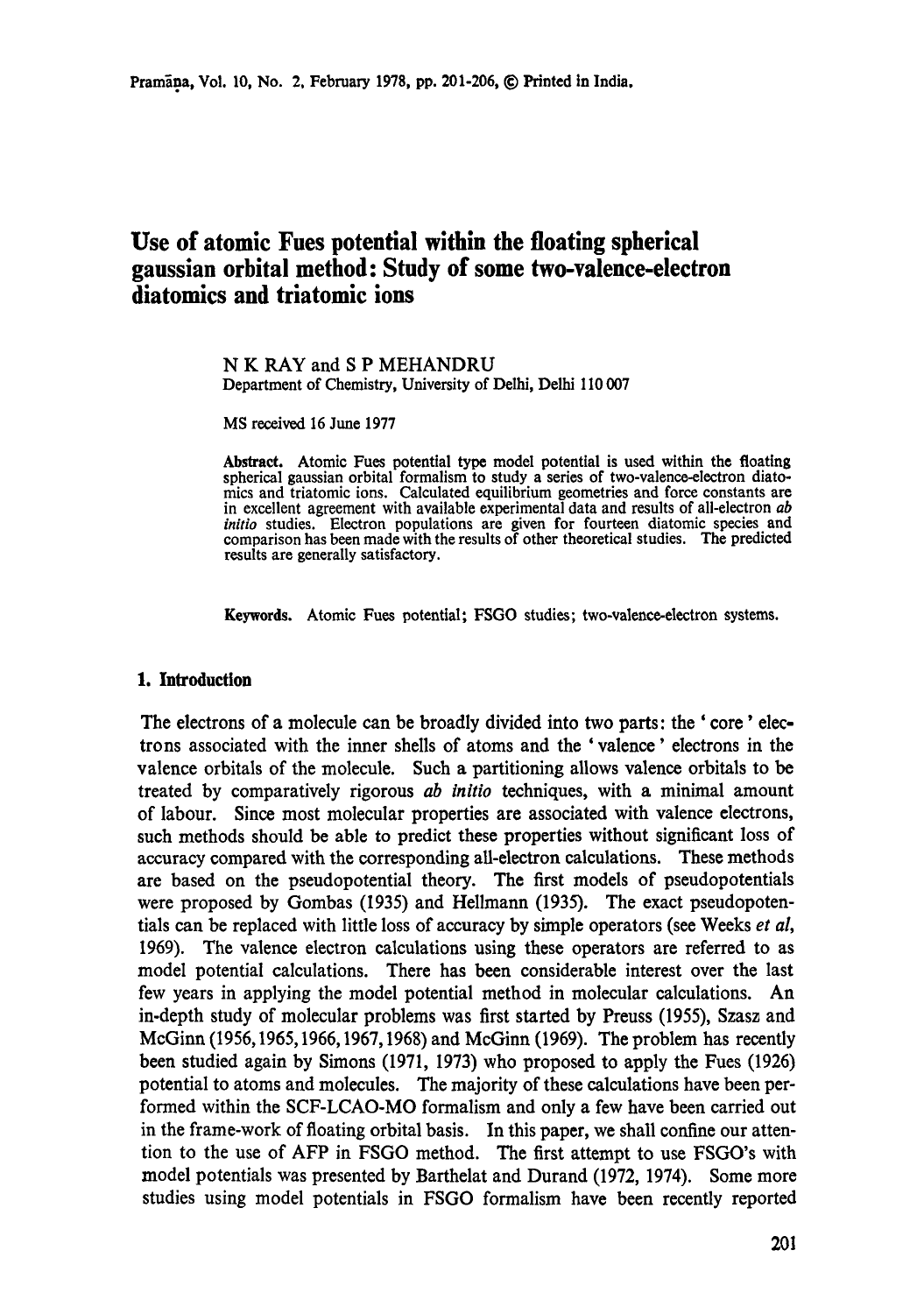# Use of atomic Fues potential within the floating spherical gaussian orbital method: Study of some two-valence-electron diatomics and triatomic ions

N K RAY and S P MEHANDRU
Department of Chemistry, University of Delhi, Delhi 110 007

MS received 16 June 1977

**Abstract.** Atomic Fues potential type model potential is used within the floating spherical gaussian orbital formalism to study a series of two-valence-electron diatomics and triatomic ions. Calculated equilibrium geometries and force constants are in excellent agreement with available experimental data and results of all-electron *ab initio* studies. Electron populations are given for fourteen diatomic species and comparison has been made with the results of other theoretical studies. The predicted results are generally satisfactory.

**Keywords.** Atomic Fues potential; FSGO studies; two-valence-electron systems.

## 1. Introduction

The electrons of a molecule can be broadly divided into two parts: the 'core' electrons associated with the inner shells of atoms and the 'valence' electrons in the valence orbitals of the molecule. Such a partitioning allows valence orbitals to be treated by comparatively rigorous *ab initio* techniques, with a minimal amount of labour. Since most molecular properties are associated with valence electrons, such methods should be able to predict these properties without significant loss of accuracy compared with the corresponding all-electron calculations. These methods are based on the pseudopotential theory. The first models of pseudopotentials were proposed by Gombas (1935) and Hellmann (1935). The exact pseudopotentials can be replaced with little loss of accuracy by simple operators (see Weeks *et al*, 1969). The valence electron calculations using these operators are referred to as model potential calculations. There has been considerable interest over the last few years in applying the model potential method in molecular calculations. An in-depth study of molecular problems was first started by Preuss (1955), Szasz and McGinn (1956, 1965, 1966, 1967, 1968) and McGinn (1969). The problem has recently been studied again by Simons (1971, 1973) who proposed to apply the Fues (1926) potential to atoms and molecules. The majority of these calculations have been performed within the SCF-LCAO-MO formalism and only a few have been carried out in the frame-work of floating orbital basis. In this paper, we shall confine our attention to the use of AFP in FSGO method. The first attempt to use FSGO's with model potentials was presented by Barthelat and Durand (1972, 1974). Some more studies using model potentials in FSGO formalism have been recently reported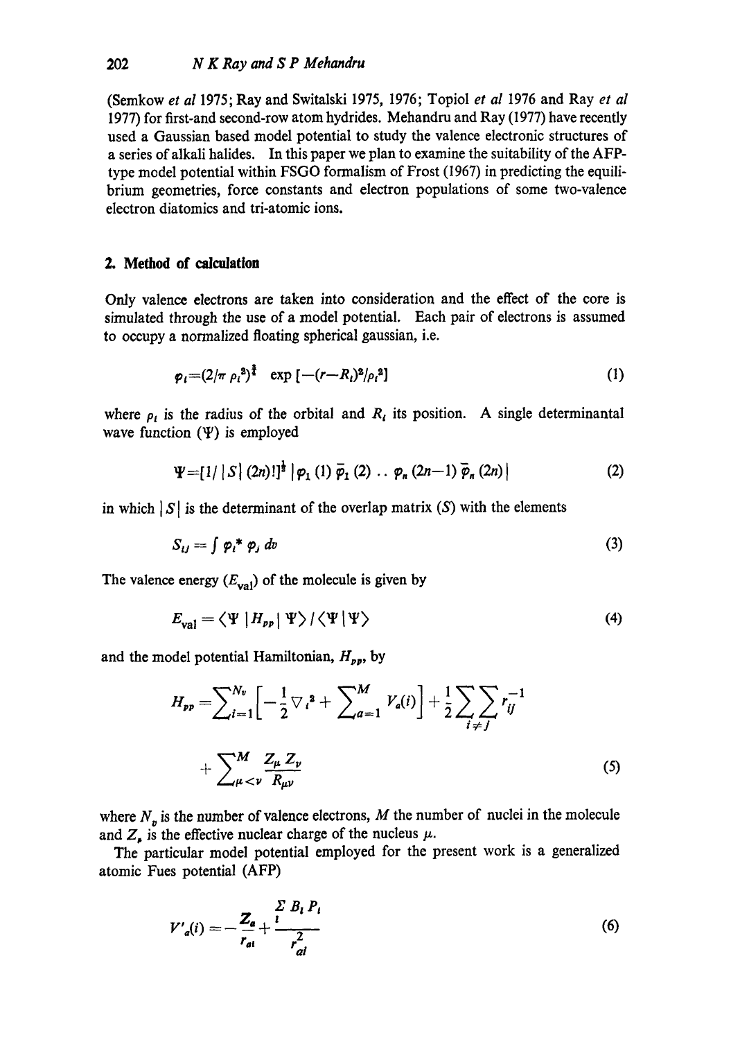(Semkow *et al* 1975; Ray and Switalski 1975, 1976; Topiol *et al* 1976 and Ray *et al* 1977) for first-and second-row atom hydrides. Mehandru and Ray (1977) have recently used a Gaussian based model potential to study the valence electronic structures of a series of alkali halides. In this paper we plan to examine the suitability of the AFP-type model potential within FSGO formalism of Frost (1967) in predicting the equilibrium geometries, force constants and electron populations of some two-valence electron diatomics and tri-atomic ions.

## 2. Method of calculation

Only valence electrons are taken into consideration and the effect of the core is simulated through the use of a model potential. Each pair of electrons is assumed to occupy a normalized floating spherical gaussian, i.e.

$$\varphi_i = (2/\pi \rho_i^2)^{\frac{3}{4}} \exp\left[-(r-R_i)^2/\rho_i^2\right] \tag{1}$$

where $\rho_i$ is the radius of the orbital and $R_i$ its position. A single determinantal wave function ($\Psi$) is employed

$$\Psi = [1/|S|\,(2n)!]^{\frac{1}{2}}\,|\varphi_1(1)\,\bar{\varphi}_1(2)\,..\,\varphi_n(2n-1)\,\bar{\varphi}_n(2n)| \tag{2}$$

in which $|S|$ is the determinant of the overlap matrix ($S$) with the elements

$$S_{ij} = \int \varphi_i^* \varphi_j \, dv \tag{3}$$

The valence energy ($E_{\text{val}}$) of the molecule is given by

$$E_{\text{val}} = \langle \Psi | H_{pp} | \Psi \rangle / \langle \Psi | \Psi \rangle \tag{4}$$

and the model potential Hamiltonian, $H_{pp}$, by

$$H_{pp} = \sum_{i=1}^{N_v}\left[-\frac{1}{2}\nabla_i^2 + \sum_{a=1}^{M} V_a(i)\right] + \frac{1}{2}\sum_{i\neq j}\sum r_{ij}^{-1} + \sum_{\mu<\nu}^{M} \frac{Z_\mu Z_\nu}{R_{\mu\nu}} \tag{5}$$

where $N_v$ is the number of valence electrons, $M$ the number of nuclei in the molecule and $Z_\mu$ is the effective nuclear charge of the nucleus $\mu$.

The particular model potential employed for the present work is a generalized atomic Fues potential (AFP)

$$V'_a(i) = -\frac{Z_a}{r_{ai}} + \frac{\sum_l B_l P_l}{r_{ai}^2} \tag{6}$$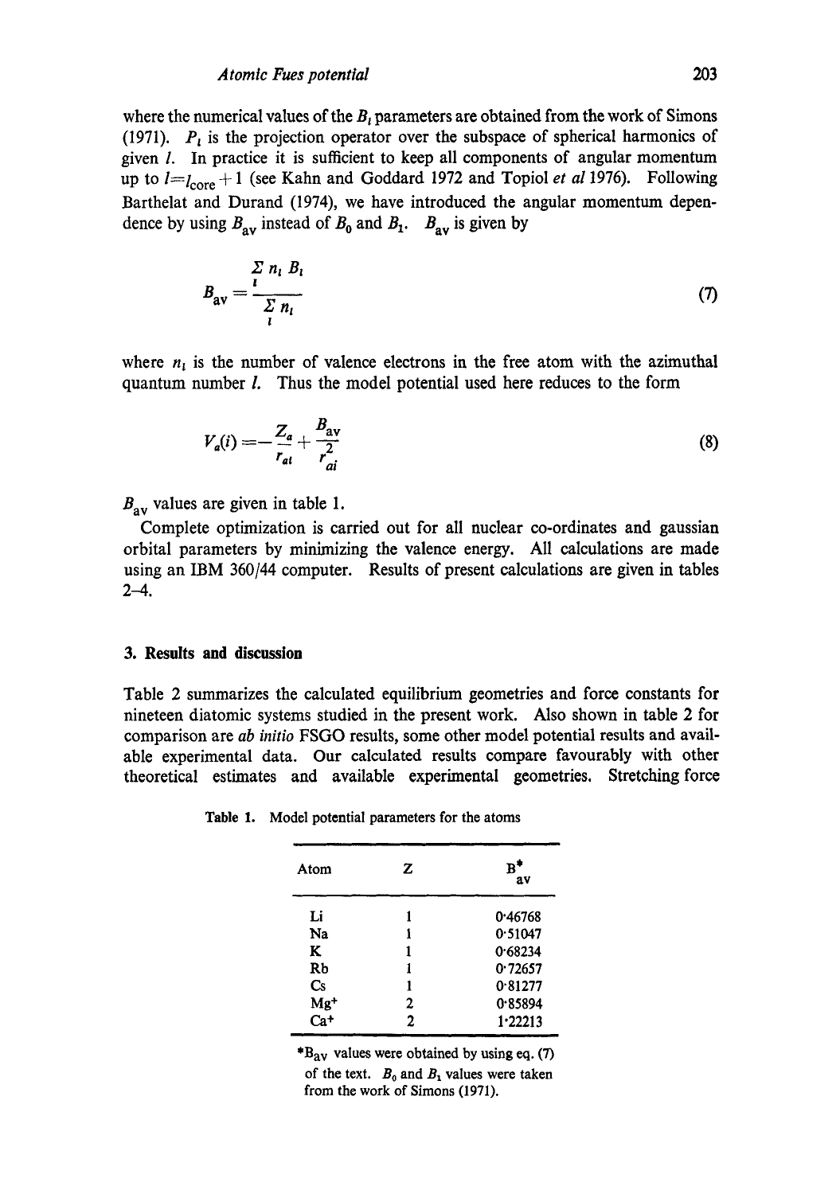where the numerical values of the $B_l$ parameters are obtained from the work of Simons (1971). $P_l$ is the projection operator over the subspace of spherical harmonics of given $l$. In practice it is sufficient to keep all components of angular momentum up to $l = l_{core} + 1$ (see Kahn and Goddard 1972 and Topiol *et al* 1976). Following Barthelat and Durand (1974), we have introduced the angular momentum dependence by using $B_{av}$ instead of $B_0$ and $B_1$. $B_{av}$ is given by

$$B_{av} = \frac{\sum_l n_l B_l}{\sum_l n_l} \tag{7}$$

where $n_l$ is the number of valence electrons in the free atom with the azimuthal quantum number $l$. Thus the model potential used here reduces to the form

$$V_a(i) = -\frac{Z_a}{r_{ai}} + \frac{B_{av}}{r_{ai}^2} \tag{8}$$

$B_{av}$ values are given in table 1.

Complete optimization is carried out for all nuclear co-ordinates and gaussian orbital parameters by minimizing the valence energy. All calculations are made using an IBM 360/44 computer. Results of present calculations are given in tables 2–4.

## 3. Results and discussion

Table 2 summarizes the calculated equilibrium geometries and force constants for nineteen diatomic systems studied in the present work. Also shown in table 2 for comparison are *ab initio* FSGO results, some other model potential results and available experimental data. Our calculated results compare favourably with other theoretical estimates and available experimental geometries. Stretching force

**Table 1.** Model potential parameters for the atoms

| Atom | Z | $B_{av}^*$ |
|---|---|---|
| Li | 1 | 0·46768 |
| Na | 1 | 0·51047 |
| K | 1 | 0·68234 |
| Rb | 1 | 0·72657 |
| Cs | 1 | 0·81277 |
| $Mg^+$ | 2 | 0·85894 |
| $Ca^+$ | 2 | 1·22213 |

*$B_{av}$ values were obtained by using eq. (7) of the text. $B_0$ and $B_1$ values were taken from the work of Simons (1971).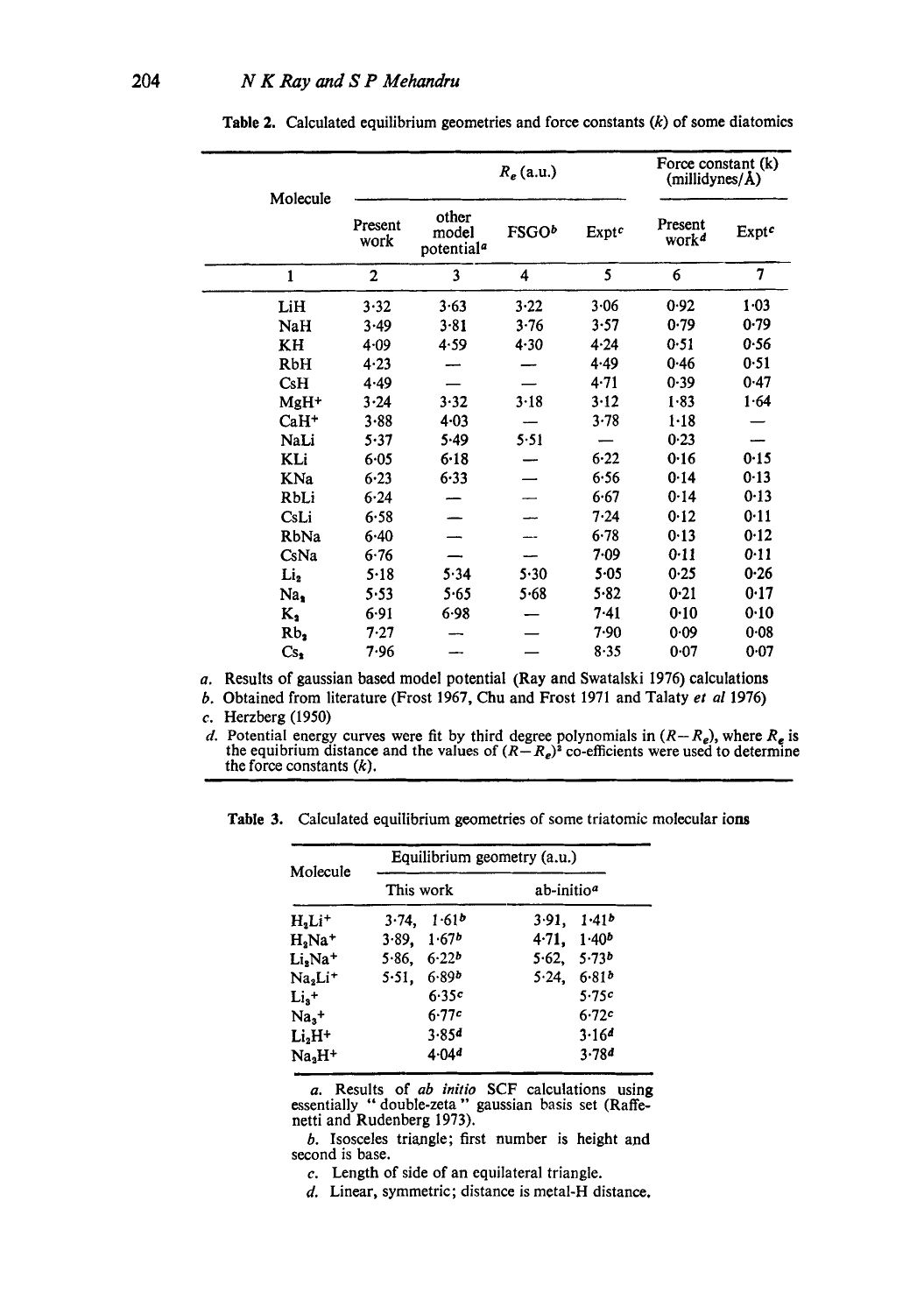Table 2. Calculated equilibrium geometries and force constants ($k$) of some diatomics

| Molecule | $R_e$ (a.u.) | | | | Force constant (k) (millidynes/Å) | |
|---|---|---|---|---|---|---|
| | Present work | other model potential[a] | FSGO[b] | Expt[c] | Present work[d] | Expt[c] |
| 1 | 2 | 3 | 4 | 5 | 6 | 7 |
| LiH | 3·32 | 3·63 | 3·22 | 3·06 | 0·92 | 1·03 |
| NaH | 3·49 | 3·81 | 3·76 | 3·57 | 0·79 | 0·79 |
| KH | 4·09 | 4·59 | 4·30 | 4·24 | 0·51 | 0·56 |
| RbH | 4·23 | — | — | 4·49 | 0·46 | 0·51 |
| CsH | 4·49 | — | — | 4·71 | 0·39 | 0·47 |
| $MgH^+$ | 3·24 | 3·32 | 3·18 | 3·12 | 1·83 | 1·64 |
| $CaH^+$ | 3·88 | 4·03 | — | 3·78 | 1·18 | — |
| NaLi | 5·37 | 5·49 | 5·51 | — | 0·23 | — |
| KLi | 6·05 | 6·18 | — | 6·22 | 0·16 | 0·15 |
| KNa | 6·23 | 6·33 | — | 6·56 | 0·14 | 0·13 |
| RbLi | 6·24 | — | — | 6·67 | 0·14 | 0·13 |
| CsLi | 6·58 | — | — | 7·24 | 0·12 | 0·11 |
| RbNa | 6·40 | — | — | 6·78 | 0·13 | 0·12 |
| CsNa | 6·76 | — | — | 7·09 | 0·11 | 0·11 |
| $Li_2$ | 5·18 | 5·34 | 5·30 | 5·05 | 0·25 | 0·26 |
| $Na_2$ | 5·53 | 5·65 | 5·68 | 5·82 | 0·21 | 0·17 |
| $K_2$ | 6·91 | 6·98 | — | 7·41 | 0·10 | 0·10 |
| $Rb_2$ | 7·27 | — | — | 7·90 | 0·09 | 0·08 |
| $Cs_2$ | 7·96 | — | — | 8·35 | 0·07 | 0·07 |

a. Results of gaussian based model potential (Ray and Swatalski 1976) calculations
b. Obtained from literature (Frost 1967, Chu and Frost 1971 and Talaty *et al* 1976)
c. Herzberg (1950)
d. Potential energy curves were fit by third degree polynomials in $(R-R_e)$, where $R_e$ is the equibrium distance and the values of $(R-R_e)^2$ co-efficients were used to determine the force constants ($k$).

Table 3. Calculated equilibrium geometries of some triatomic molecular ions

| Molecule | Equilibrium geometry (a.u.) | |
|---|---|---|
| | This work | ab-initio[a] |
| $H_2Li^+$ | 3·74, 1·61[b] | 3·91, 1·41[b] |
| $H_2Na^+$ | 3·89, 1·67[b] | 4·71, 1·40[b] |
| $Li_2Na^+$ | 5·86, 6·22[b] | 5·62, 5·73[b] |
| $Na_2Li^+$ | 5·51, 6·89[b] | 5·24, 6·81[b] |
| $Li_3^+$ | 6·35[c] | 5·75[c] |
| $Na_3^+$ | 6·77[c] | 6·72[c] |
| $Li_2H^+$ | 3·85[d] | 3·16[d] |
| $Na_2H^+$ | 4·04[d] | 3·78[d] |

a. Results of *ab initio* SCF calculations using essentially " double-zeta " gaussian basis set (Raffenetti and Rudenberg 1973).
b. Isosceles triangle; first number is height and second is base.
c. Length of side of an equilateral triangle.
d. Linear, symmetric; distance is metal-H distance.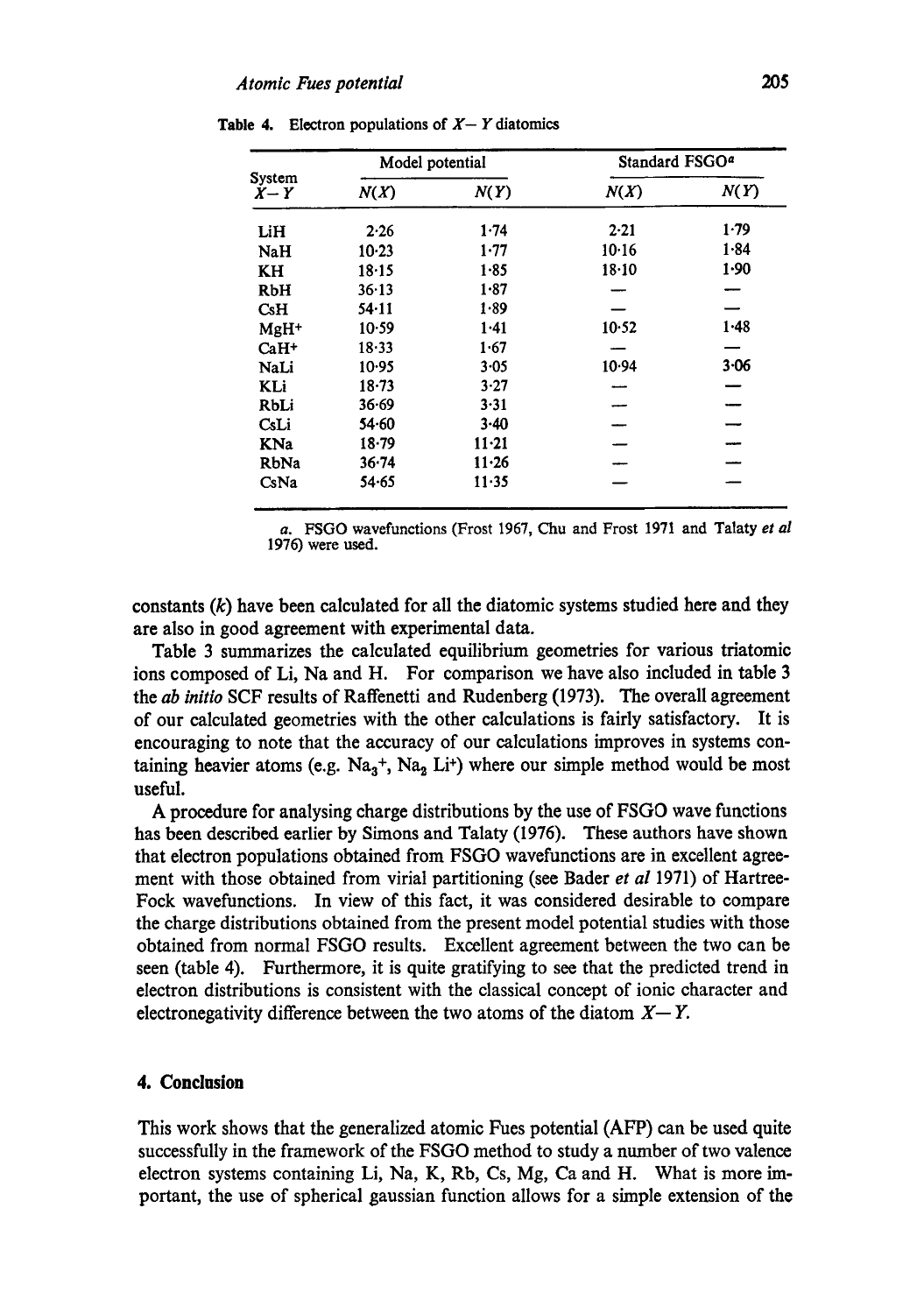Table 4. Electron populations of $X-Y$ diatomics

| System $X-Y$ | Model potential | | Standard FSGO[a] | |
|---|---|---|---|---|
| | $N(X)$ | $N(Y)$ | $N(X)$ | $N(Y)$ |
| LiH | 2·26 | 1·74 | 2·21 | 1·79 |
| NaH | 10·23 | 1·77 | 10·16 | 1·84 |
| KH | 18·15 | 1·85 | 18·10 | 1·90 |
| RbH | 36·13 | 1·87 | — | — |
| CsH | 54·11 | 1·89 | — | — |
| $MgH^+$ | 10·59 | 1·41 | 10·52 | 1·48 |
| $CaH^+$ | 18·33 | 1·67 | — | — |
| NaLi | 10·95 | 3·05 | 10·94 | 3·06 |
| KLi | 18·73 | 3·27 | — | — |
| RbLi | 36·69 | 3·31 | — | — |
| CsLi | 54·60 | 3·40 | — | — |
| KNa | 18·79 | 11·21 | — | — |
| RbNa | 36·74 | 11·26 | — | — |
| CsNa | 54·65 | 11·35 | — | — |

a. FSGO wavefunctions (Frost 1967, Chu and Frost 1971 and Talaty *et al* 1976) were used.

constants ($k$) have been calculated for all the diatomic systems studied here and they are also in good agreement with experimental data.

Table 3 summarizes the calculated equilibrium geometries for various triatomic ions composed of Li, Na and H. For comparison we have also included in table 3 the *ab initio* SCF results of Raffenetti and Rudenberg (1973). The overall agreement of our calculated geometries with the other calculations is fairly satisfactory. It is encouraging to note that the accuracy of our calculations improves in systems containing heavier atoms (e.g. $Na_3^+$, $Na_2Li^+$) where our simple method would be most useful.

A procedure for analysing charge distributions by the use of FSGO wave functions has been described earlier by Simons and Talaty (1976). These authors have shown that electron populations obtained from FSGO wavefunctions are in excellent agreement with those obtained from virial partitioning (see Bader *et al* 1971) of Hartree-Fock wavefunctions. In view of this fact, it was considered desirable to compare the charge distributions obtained from the present model potential studies with those obtained from normal FSGO results. Excellent agreement between the two can be seen (table 4). Furthermore, it is quite gratifying to see that the predicted trend in electron distributions is consistent with the classical concept of ionic character and electronegativity difference between the two atoms of the diatom $X-Y$.

## 4. Conclusion

This work shows that the generalized atomic Fues potential (AFP) can be used quite successfully in the framework of the FSGO method to study a number of two valence electron systems containing Li, Na, K, Rb, Cs, Mg, Ca and H. What is more important, the use of spherical gaussian function allows for a simple extension of the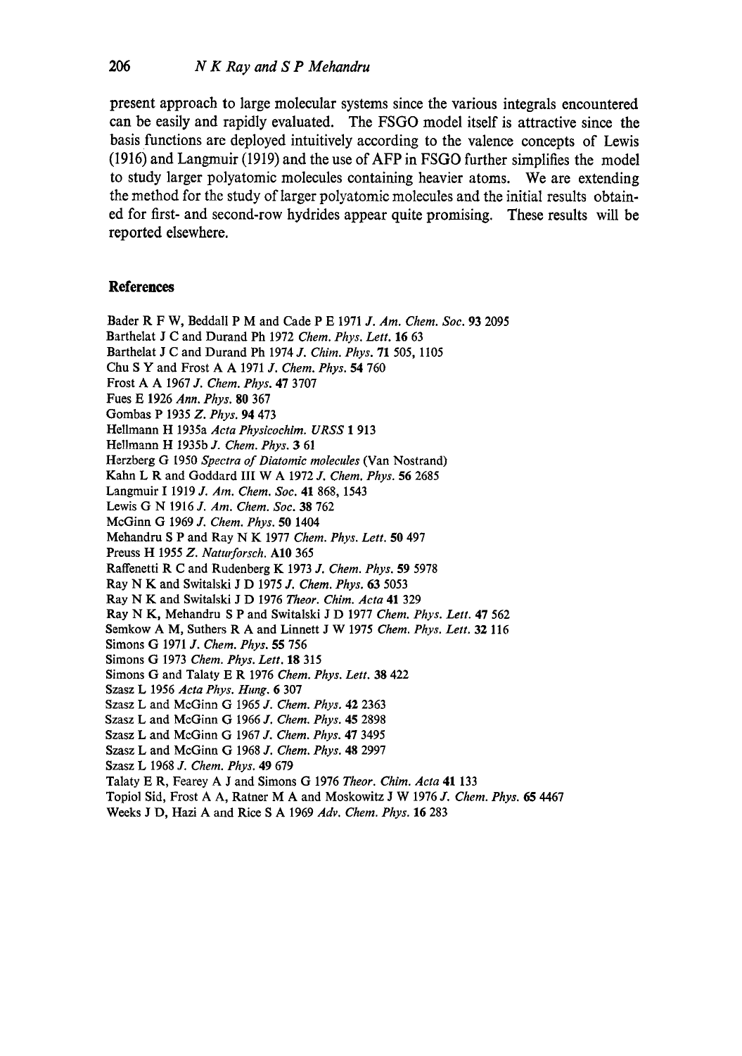present approach to large molecular systems since the various integrals encountered can be easily and rapidly evaluated. The FSGO model itself is attractive since the basis functions are deployed intuitively according to the valence concepts of Lewis (1916) and Langmuir (1919) and the use of AFP in FSGO further simplifies the model to study larger polyatomic molecules containing heavier atoms. We are extending the method for the study of larger polyatomic molecules and the initial results obtained for first- and second-row hydrides appear quite promising. These results will be reported elsewhere.

## References

Bader R F W, Beddall P M and Cade P E 1971 *J. Am. Chem. Soc.* **93** 2095
Barthelat J C and Durand Ph 1972 *Chem. Phys. Lett.* **16** 63
Barthelat J C and Durand Ph 1974 *J. Chim. Phys.* **71** 505, 1105
Chu S Y and Frost A A 1971 *J. Chem. Phys.* **54** 760
Frost A A 1967 *J. Chem. Phys.* **47** 3707
Fues E 1926 *Ann. Phys.* **80** 367
Gombas P 1935 *Z. Phys.* **94** 473
Hellmann H 1935a *Acta Physicochim. URSS* **1** 913
Hellmann H 1935b *J. Chem. Phys.* **3** 61
Herzberg G 1950 *Spectra of Diatomic molecules* (Van Nostrand)
Kahn L R and Goddard III W A 1972 *J. Chem. Phys.* **56** 2685
Langmuir I 1919 *J. Am. Chem. Soc.* **41** 868, 1543
Lewis G N 1916 *J. Am. Chem. Soc.* **38** 762
McGinn G 1969 *J. Chem. Phys.* **50** 1404
Mehandru S P and Ray N K 1977 *Chem. Phys. Lett.* **50** 497
Preuss H 1955 *Z. Naturforsch.* **A10** 365
Raffenetti R C and Rudenberg K 1973 *J. Chem. Phys.* **59** 5978
Ray N K and Switalski J D 1975 *J. Chem. Phys.* **63** 5053
Ray N K and Switalski J D 1976 *Theor. Chim. Acta* **41** 329
Ray N K, Mehandru S P and Switalski J D 1977 *Chem. Phys. Lett.* **47** 562
Semkow A M, Suthers R A and Linnett J W 1975 *Chem. Phys. Lett.* **32** 116
Simons G 1971 *J. Chem. Phys.* **55** 756
Simons G 1973 *Chem. Phys. Lett.* **18** 315
Simons G and Talaty E R 1976 *Chem. Phys. Lett.* **38** 422
Szasz L 1956 *Acta Phys. Hung.* **6** 307
Szasz L and McGinn G 1965 *J. Chem. Phys.* **42** 2363
Szasz L and McGinn G 1966 *J. Chem. Phys.* **45** 2898
Szasz L and McGinn G 1967 *J. Chem. Phys.* **47** 3495
Szasz L and McGinn G 1968 *J. Chem. Phys.* **48** 2997
Szasz L 1968 *J. Chem. Phys.* **49** 679
Talaty E R, Fearey A J and Simons G 1976 *Theor. Chim. Acta* **41** 133
Topiol Sid, Frost A A, Ratner M A and Moskowitz J W 1976 *J. Chem. Phys.* **65** 4467
Weeks J D, Hazi A and Rice S A 1969 *Adv. Chem. Phys.* **16** 283